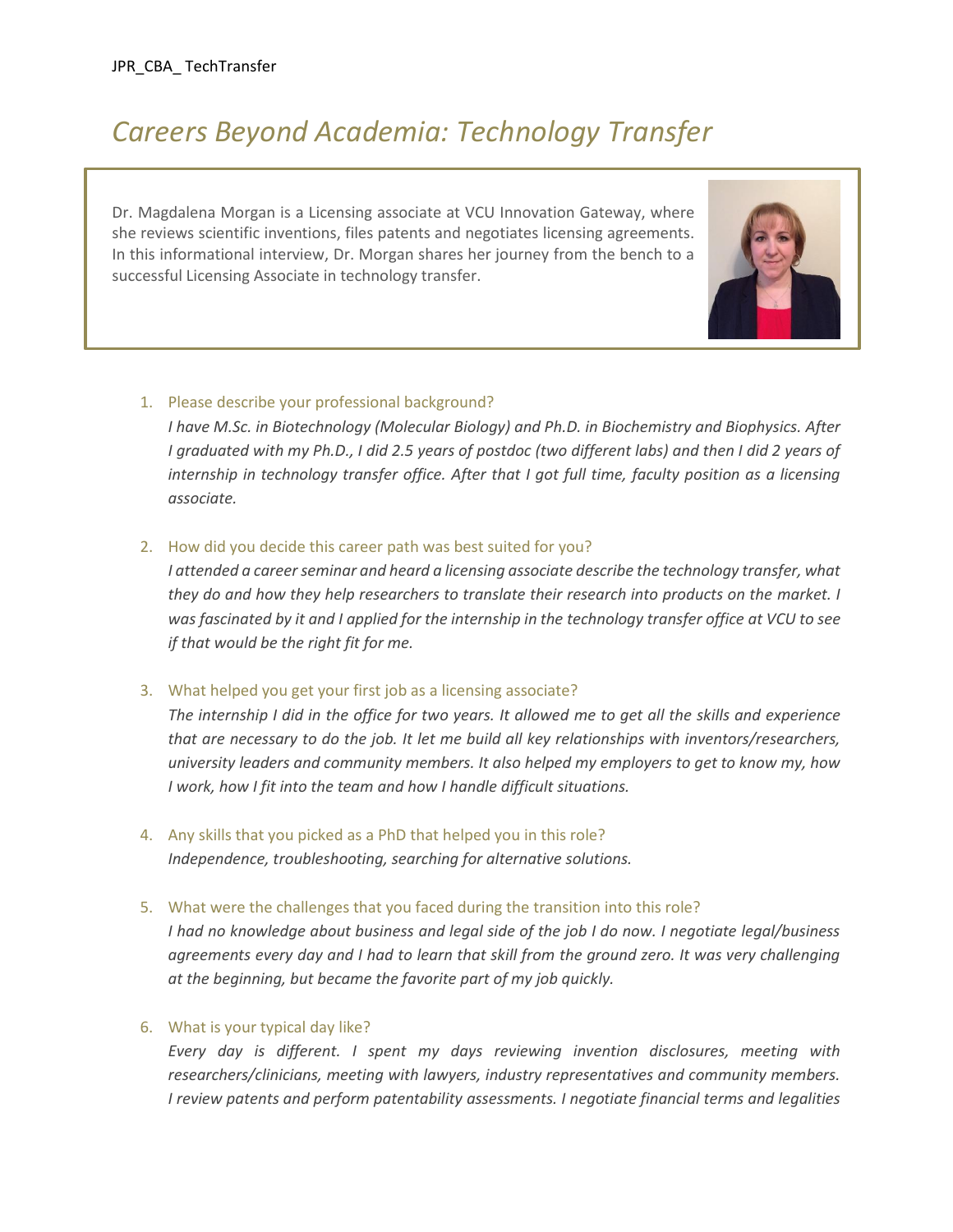# Careers Beyond Academia: Technology Transfer

Dr. Magdalena Morgan is a Licensing associate at VCU Innovation Gateway, where she reviews scientific inventions, files patents and negotiates licensing agreements. In this informational interview, Dr. Morgan shares her journey from the bench to a successful Licensing Associate in technology transfer.

1. Please describe your professional background?
   *I have M.Sc. in Biotechnology (Molecular Biology) and Ph.D. in Biochemistry and Biophysics. After I graduated with my Ph.D., I did 2.5 years of postdoc (two different labs) and then I did 2 years of internship in technology transfer office. After that I got full time, faculty position as a licensing associate.*

2. How did you decide this career path was best suited for you?
   *I attended a career seminar and heard a licensing associate describe the technology transfer, what they do and how they help researchers to translate their research into products on the market. I was fascinated by it and I applied for the internship in the technology transfer office at VCU to see if that would be the right fit for me.*

3. What helped you get your first job as a licensing associate?
   *The internship I did in the office for two years. It allowed me to get all the skills and experience that are necessary to do the job. It let me build all key relationships with inventors/researchers, university leaders and community members. It also helped my employers to get to know my, how I work, how I fit into the team and how I handle difficult situations.*

4. Any skills that you picked as a PhD that helped you in this role?
   *Independence, troubleshooting, searching for alternative solutions.*

5. What were the challenges that you faced during the transition into this role?
   *I had no knowledge about business and legal side of the job I do now. I negotiate legal/business agreements every day and I had to learn that skill from the ground zero. It was very challenging at the beginning, but became the favorite part of my job quickly.*

6. What is your typical day like?
   *Every day is different. I spent my days reviewing invention disclosures, meeting with researchers/clinicians, meeting with lawyers, industry representatives and community members. I review patents and perform patentability assessments. I negotiate financial terms and legalities*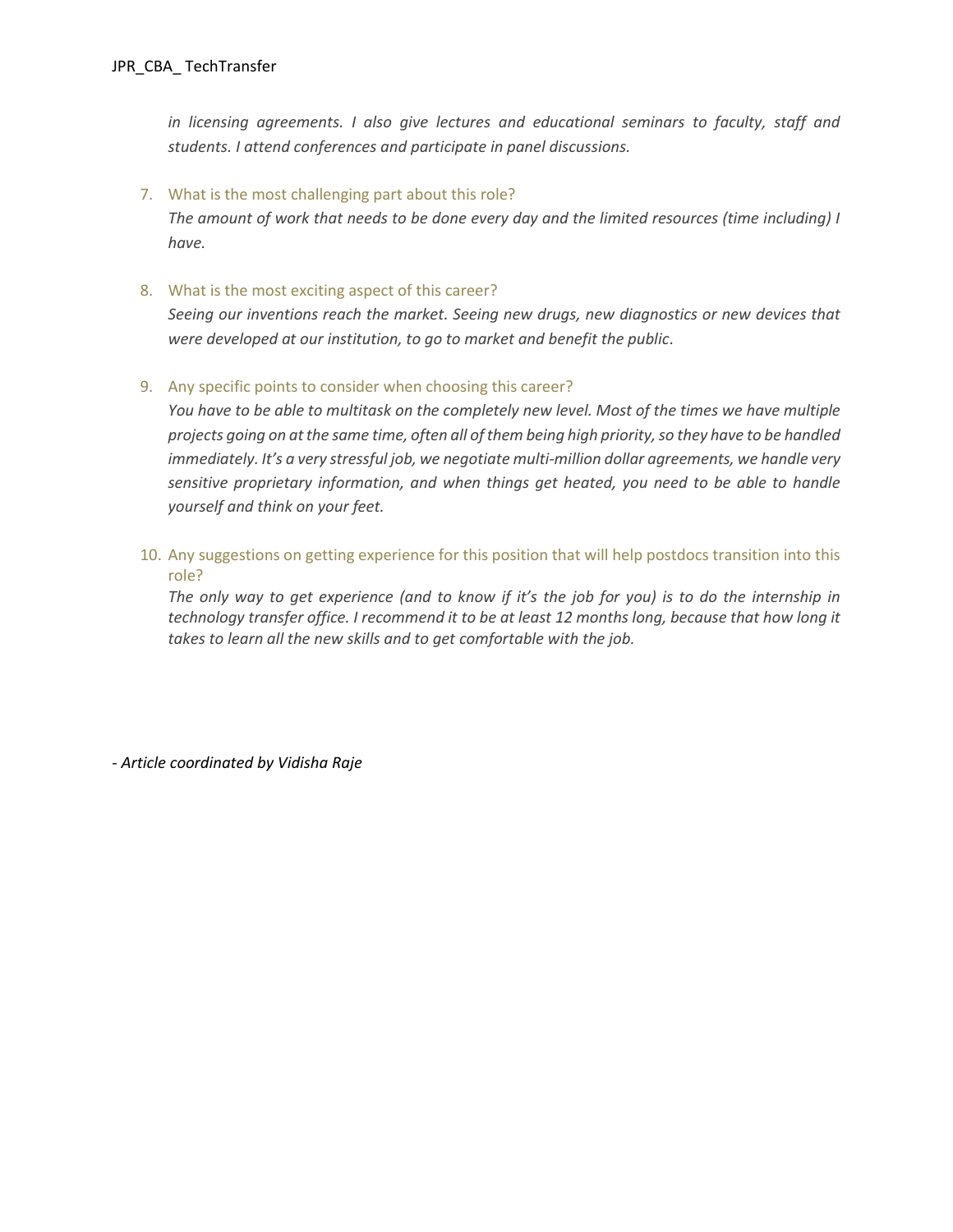*in licensing agreements. I also give lectures and educational seminars to faculty, staff and students. I attend conferences and participate in panel discussions.*

7. What is the most challenging part about this role?
   *The amount of work that needs to be done every day and the limited resources (time including) I have.*

8. What is the most exciting aspect of this career?
   *Seeing our inventions reach the market. Seeing new drugs, new diagnostics or new devices that were developed at our institution, to go to market and benefit the public.*

9. Any specific points to consider when choosing this career?
   *You have to be able to multitask on the completely new level. Most of the times we have multiple projects going on at the same time, often all of them being high priority, so they have to be handled immediately. It's a very stressful job, we negotiate multi-million dollar agreements, we handle very sensitive proprietary information, and when things get heated, you need to be able to handle yourself and think on your feet.*

10. Any suggestions on getting experience for this position that will help postdocs transition into this role?
    *The only way to get experience (and to know if it's the job for you) is to do the internship in technology transfer office. I recommend it to be at least 12 months long, because that how long it takes to learn all the new skills and to get comfortable with the job.*

*- Article coordinated by Vidisha Raje*